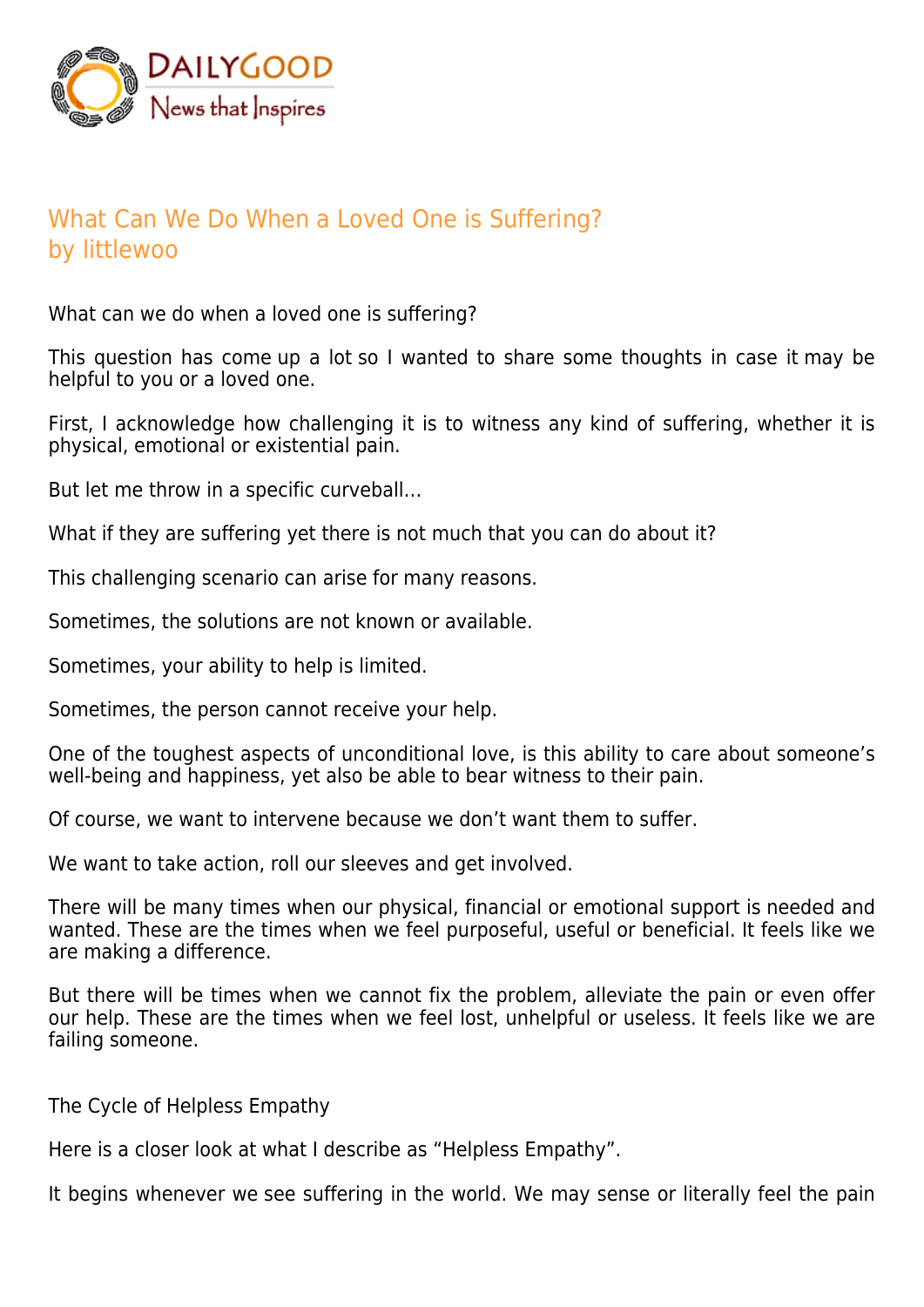# What Can We Do When a Loved One is Suffering?
by littlewoo

What can we do when a loved one is suffering?

This question has come up a lot so I wanted to share some thoughts in case it may be helpful to you or a loved one.

First, I acknowledge how challenging it is to witness any kind of suffering, whether it is physical, emotional or existential pain.

But let me throw in a specific curveball…

What if they are suffering yet there is not much that you can do about it?

This challenging scenario can arise for many reasons.

Sometimes, the solutions are not known or available.

Sometimes, your ability to help is limited.

Sometimes, the person cannot receive your help.

One of the toughest aspects of unconditional love, is this ability to care about someone's well-being and happiness, yet also be able to bear witness to their pain.

Of course, we want to intervene because we don't want them to suffer.

We want to take action, roll our sleeves and get involved.

There will be many times when our physical, financial or emotional support is needed and wanted. These are the times when we feel purposeful, useful or beneficial. It feels like we are making a difference.

But there will be times when we cannot fix the problem, alleviate the pain or even offer our help. These are the times when we feel lost, unhelpful or useless. It feels like we are failing someone.

## The Cycle of Helpless Empathy

Here is a closer look at what I describe as "Helpless Empathy".

It begins whenever we see suffering in the world. We may sense or literally feel the pain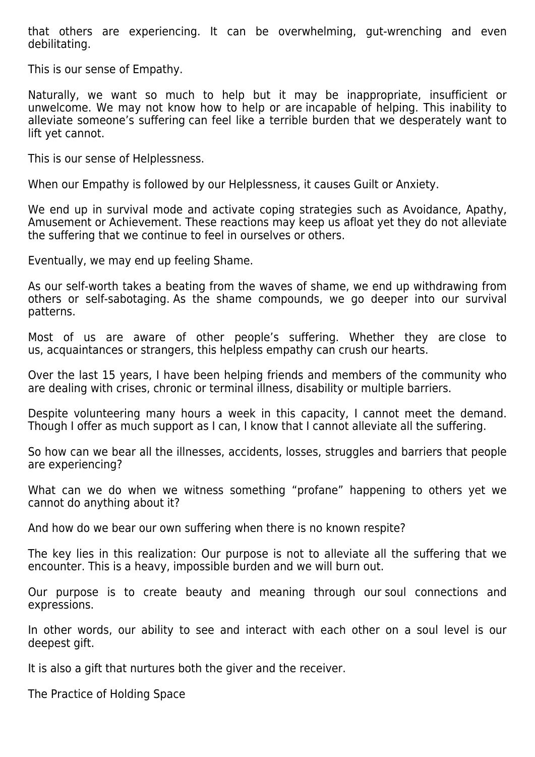that others are experiencing. It can be overwhelming, gut-wrenching and even debilitating.

This is our sense of Empathy.

Naturally, we want so much to help but it may be inappropriate, insufficient or unwelcome. We may not know how to help or are incapable of helping. This inability to alleviate someone's suffering can feel like a terrible burden that we desperately want to lift yet cannot.

This is our sense of Helplessness.

When our Empathy is followed by our Helplessness, it causes Guilt or Anxiety.

We end up in survival mode and activate coping strategies such as Avoidance, Apathy, Amusement or Achievement. These reactions may keep us afloat yet they do not alleviate the suffering that we continue to feel in ourselves or others.

Eventually, we may end up feeling Shame.

As our self-worth takes a beating from the waves of shame, we end up withdrawing from others or self-sabotaging. As the shame compounds, we go deeper into our survival patterns.

Most of us are aware of other people's suffering. Whether they are close to us, acquaintances or strangers, this helpless empathy can crush our hearts.

Over the last 15 years, I have been helping friends and members of the community who are dealing with crises, chronic or terminal illness, disability or multiple barriers.

Despite volunteering many hours a week in this capacity, I cannot meet the demand. Though I offer as much support as I can, I know that I cannot alleviate all the suffering.

So how can we bear all the illnesses, accidents, losses, struggles and barriers that people are experiencing?

What can we do when we witness something "profane" happening to others yet we cannot do anything about it?

And how do we bear our own suffering when there is no known respite?

The key lies in this realization: Our purpose is not to alleviate all the suffering that we encounter. This is a heavy, impossible burden and we will burn out.

Our purpose is to create beauty and meaning through our soul connections and expressions.

In other words, our ability to see and interact with each other on a soul level is our deepest gift.

It is also a gift that nurtures both the giver and the receiver.

## The Practice of Holding Space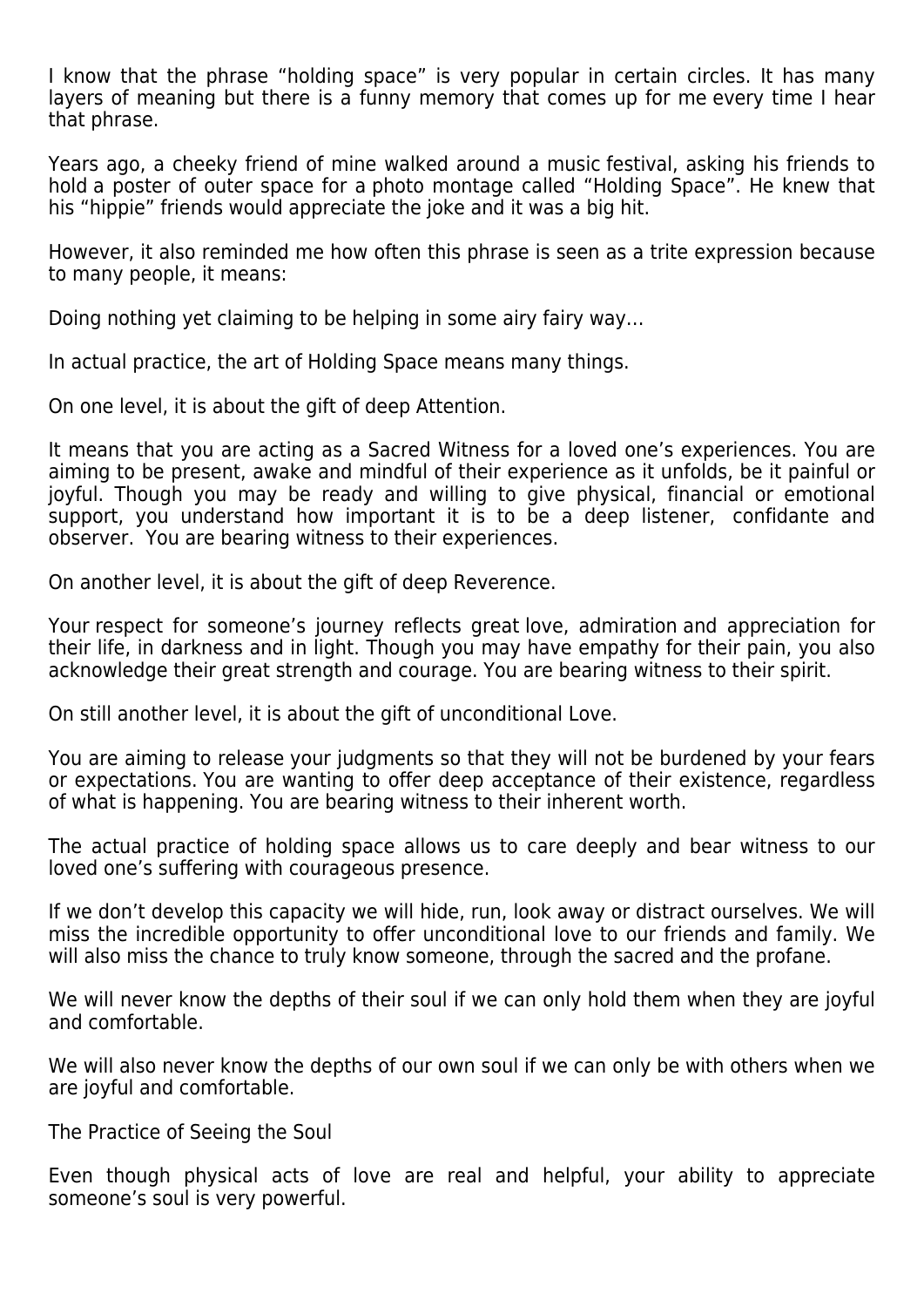I know that the phrase "holding space" is very popular in certain circles. It has many layers of meaning but there is a funny memory that comes up for me every time I hear that phrase.

Years ago, a cheeky friend of mine walked around a music festival, asking his friends to hold a poster of outer space for a photo montage called "Holding Space". He knew that his "hippie" friends would appreciate the joke and it was a big hit.

However, it also reminded me how often this phrase is seen as a trite expression because to many people, it means:

Doing nothing yet claiming to be helping in some airy fairy way…

In actual practice, the art of Holding Space means many things.

On one level, it is about the gift of deep Attention.

It means that you are acting as a Sacred Witness for a loved one's experiences. You are aiming to be present, awake and mindful of their experience as it unfolds, be it painful or joyful. Though you may be ready and willing to give physical, financial or emotional support, you understand how important it is to be a deep listener, confidante and observer. You are bearing witness to their experiences.

On another level, it is about the gift of deep Reverence.

Your respect for someone's journey reflects great love, admiration and appreciation for their life, in darkness and in light. Though you may have empathy for their pain, you also acknowledge their great strength and courage. You are bearing witness to their spirit.

On still another level, it is about the gift of unconditional Love.

You are aiming to release your judgments so that they will not be burdened by your fears or expectations. You are wanting to offer deep acceptance of their existence, regardless of what is happening. You are bearing witness to their inherent worth.

The actual practice of holding space allows us to care deeply and bear witness to our loved one's suffering with courageous presence.

If we don't develop this capacity we will hide, run, look away or distract ourselves. We will miss the incredible opportunity to offer unconditional love to our friends and family. We will also miss the chance to truly know someone, through the sacred and the profane.

We will never know the depths of their soul if we can only hold them when they are joyful and comfortable.

We will also never know the depths of our own soul if we can only be with others when we are joyful and comfortable.

The Practice of Seeing the Soul

Even though physical acts of love are real and helpful, your ability to appreciate someone's soul is very powerful.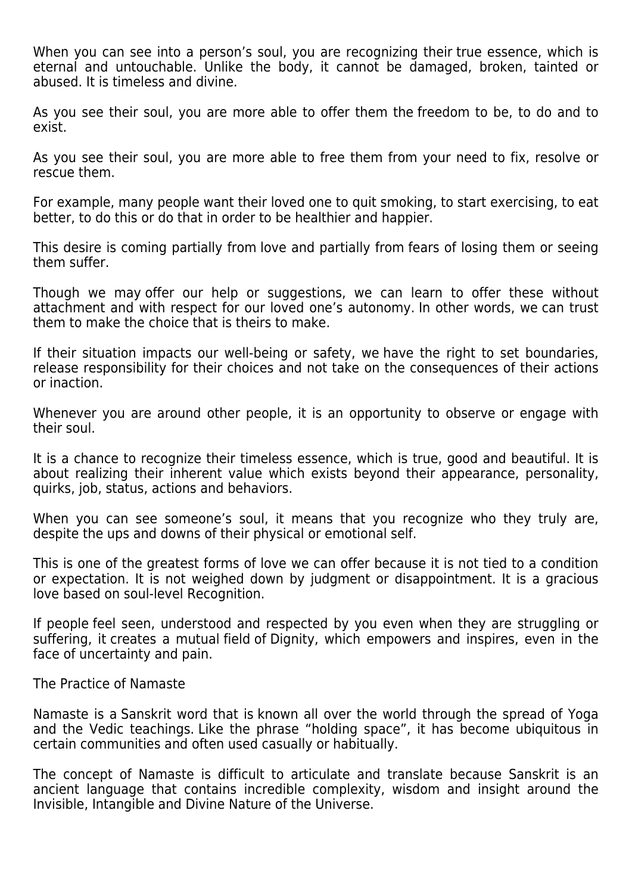When you can see into a person's soul, you are recognizing their true essence, which is eternal and untouchable. Unlike the body, it cannot be damaged, broken, tainted or abused. It is timeless and divine.

As you see their soul, you are more able to offer them the freedom to be, to do and to exist.

As you see their soul, you are more able to free them from your need to fix, resolve or rescue them.

For example, many people want their loved one to quit smoking, to start exercising, to eat better, to do this or do that in order to be healthier and happier.

This desire is coming partially from love and partially from fears of losing them or seeing them suffer.

Though we may offer our help or suggestions, we can learn to offer these without attachment and with respect for our loved one's autonomy. In other words, we can trust them to make the choice that is theirs to make.

If their situation impacts our well-being or safety, we have the right to set boundaries, release responsibility for their choices and not take on the consequences of their actions or inaction.

Whenever you are around other people, it is an opportunity to observe or engage with their soul.

It is a chance to recognize their timeless essence, which is true, good and beautiful. It is about realizing their inherent value which exists beyond their appearance, personality, quirks, job, status, actions and behaviors.

When you can see someone's soul, it means that you recognize who they truly are, despite the ups and downs of their physical or emotional self.

This is one of the greatest forms of love we can offer because it is not tied to a condition or expectation. It is not weighed down by judgment or disappointment. It is a gracious love based on soul-level Recognition.

If people feel seen, understood and respected by you even when they are struggling or suffering, it creates a mutual field of Dignity, which empowers and inspires, even in the face of uncertainty and pain.

## The Practice of Namaste

Namaste is a Sanskrit word that is known all over the world through the spread of Yoga and the Vedic teachings. Like the phrase "holding space", it has become ubiquitous in certain communities and often used casually or habitually.

The concept of Namaste is difficult to articulate and translate because Sanskrit is an ancient language that contains incredible complexity, wisdom and insight around the Invisible, Intangible and Divine Nature of the Universe.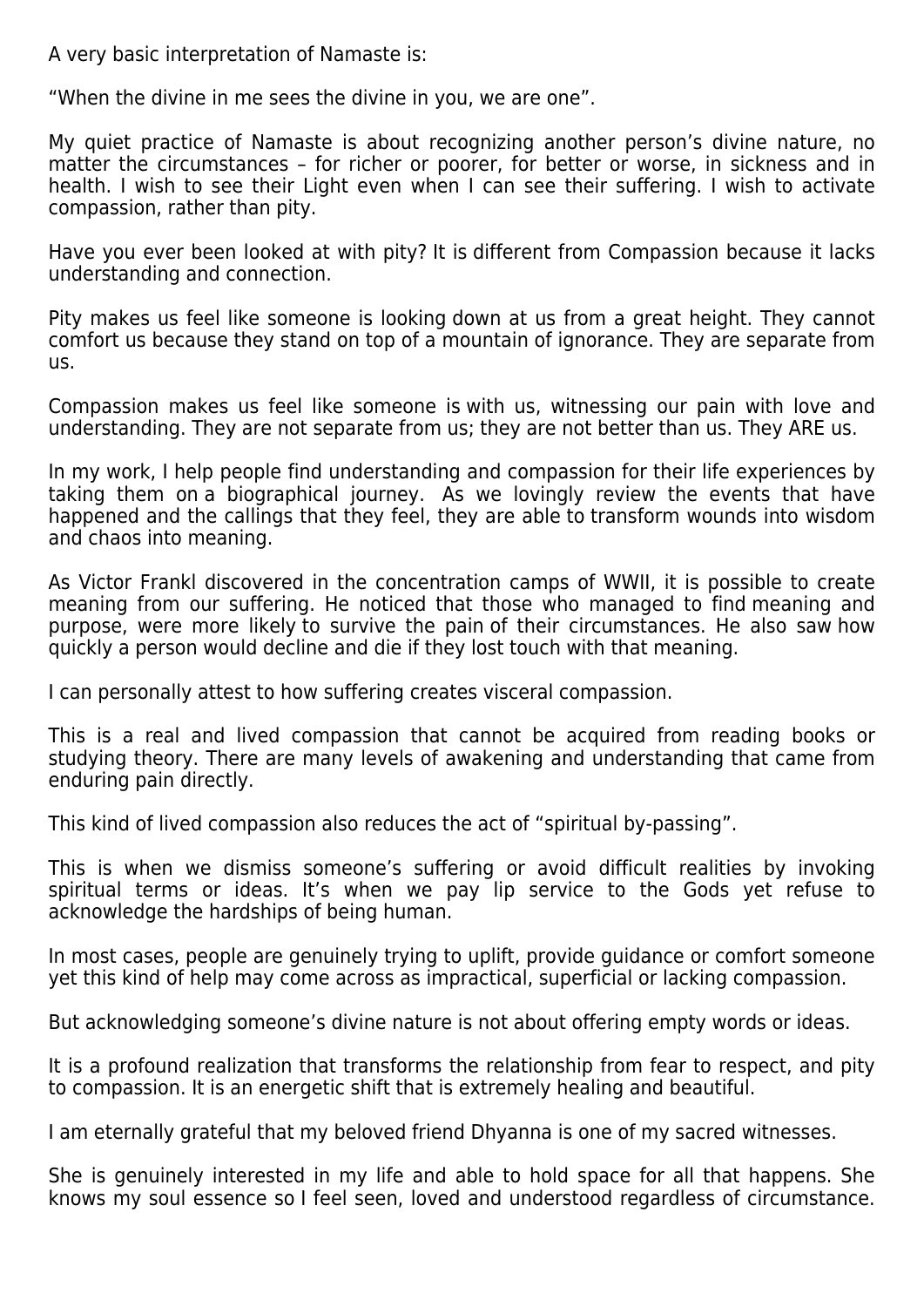A very basic interpretation of Namaste is:

“When the divine in me sees the divine in you, we are one”.

My quiet practice of Namaste is about recognizing another person’s divine nature, no matter the circumstances – for richer or poorer, for better or worse, in sickness and in health. I wish to see their Light even when I can see their suffering. I wish to activate compassion, rather than pity.

Have you ever been looked at with pity? It is different from Compassion because it lacks understanding and connection.

Pity makes us feel like someone is looking down at us from a great height. They cannot comfort us because they stand on top of a mountain of ignorance. They are separate from us.

Compassion makes us feel like someone is with us, witnessing our pain with love and understanding. They are not separate from us; they are not better than us. They ARE us.

In my work, I help people find understanding and compassion for their life experiences by taking them on a biographical journey.  As we lovingly review the events that have happened and the callings that they feel, they are able to transform wounds into wisdom and chaos into meaning.

As Victor Frankl discovered in the concentration camps of WWII, it is possible to create meaning from our suffering. He noticed that those who managed to find meaning and purpose, were more likely to survive the pain of their circumstances. He also saw how quickly a person would decline and die if they lost touch with that meaning.

I can personally attest to how suffering creates visceral compassion.

This is a real and lived compassion that cannot be acquired from reading books or studying theory. There are many levels of awakening and understanding that came from enduring pain directly.

This kind of lived compassion also reduces the act of “spiritual by-passing”.

This is when we dismiss someone’s suffering or avoid difficult realities by invoking spiritual terms or ideas. It’s when we pay lip service to the Gods yet refuse to acknowledge the hardships of being human.

In most cases, people are genuinely trying to uplift, provide guidance or comfort someone yet this kind of help may come across as impractical, superficial or lacking compassion.

But acknowledging someone’s divine nature is not about offering empty words or ideas.

It is a profound realization that transforms the relationship from fear to respect, and pity to compassion. It is an energetic shift that is extremely healing and beautiful.

I am eternally grateful that my beloved friend Dhyanna is one of my sacred witnesses.

She is genuinely interested in my life and able to hold space for all that happens. She knows my soul essence so I feel seen, loved and understood regardless of circumstance.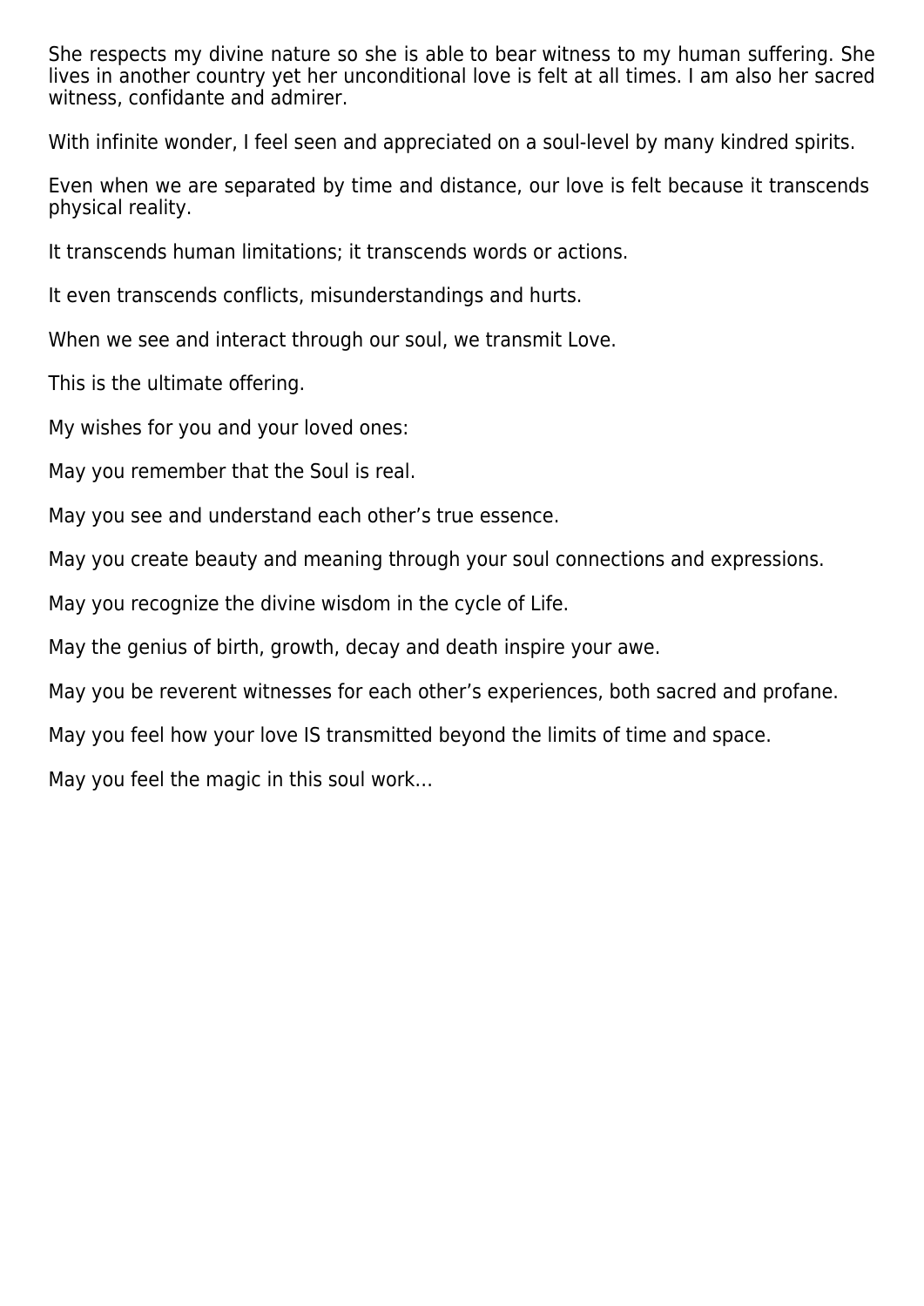She respects my divine nature so she is able to bear witness to my human suffering. She lives in another country yet her unconditional love is felt at all times. I am also her sacred witness, confidante and admirer.

With infinite wonder, I feel seen and appreciated on a soul-level by many kindred spirits.

Even when we are separated by time and distance, our love is felt because it transcends physical reality.

It transcends human limitations; it transcends words or actions.

It even transcends conflicts, misunderstandings and hurts.

When we see and interact through our soul, we transmit Love.

This is the ultimate offering.

My wishes for you and your loved ones:

May you remember that the Soul is real.

May you see and understand each other's true essence.

May you create beauty and meaning through your soul connections and expressions.

May you recognize the divine wisdom in the cycle of Life.

May the genius of birth, growth, decay and death inspire your awe.

May you be reverent witnesses for each other's experiences, both sacred and profane.

May you feel how your love IS transmitted beyond the limits of time and space.

May you feel the magic in this soul work…